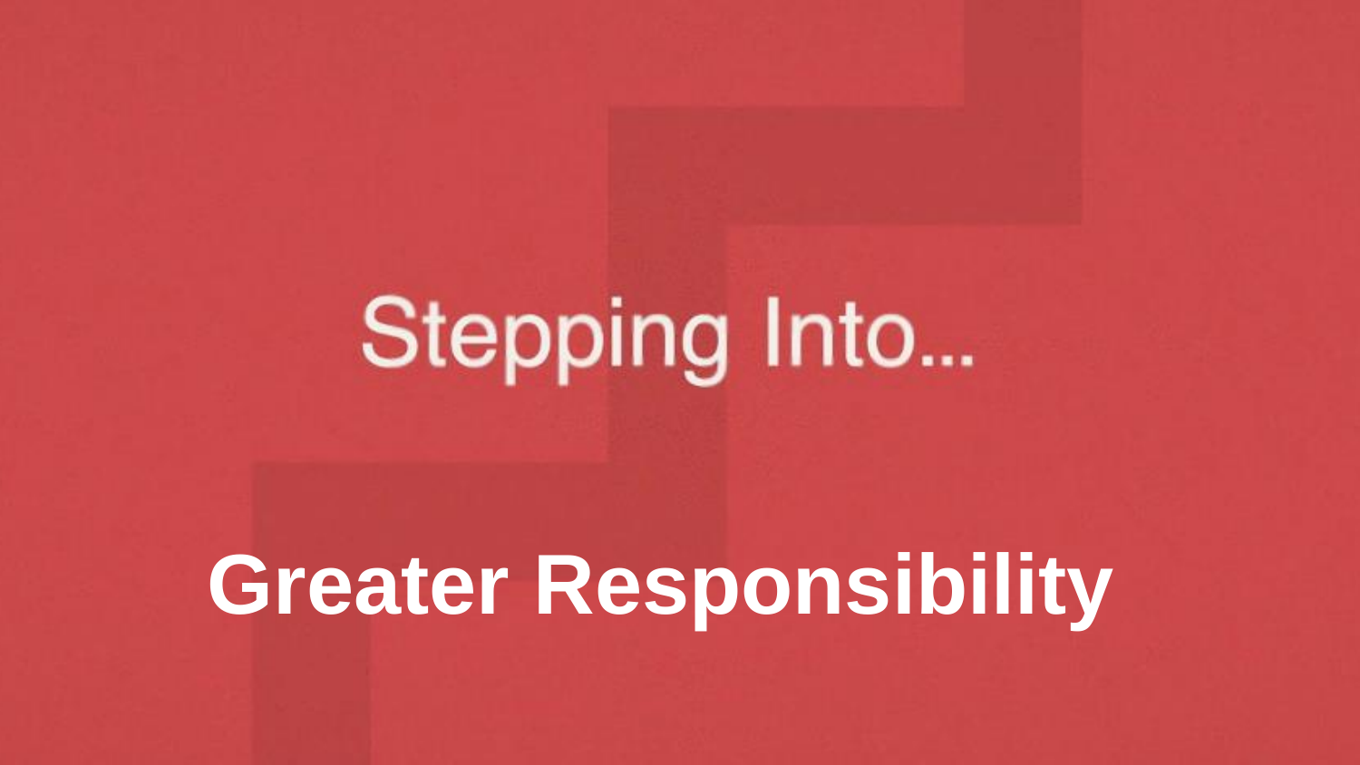Stepping Into...

# Greater Responsibility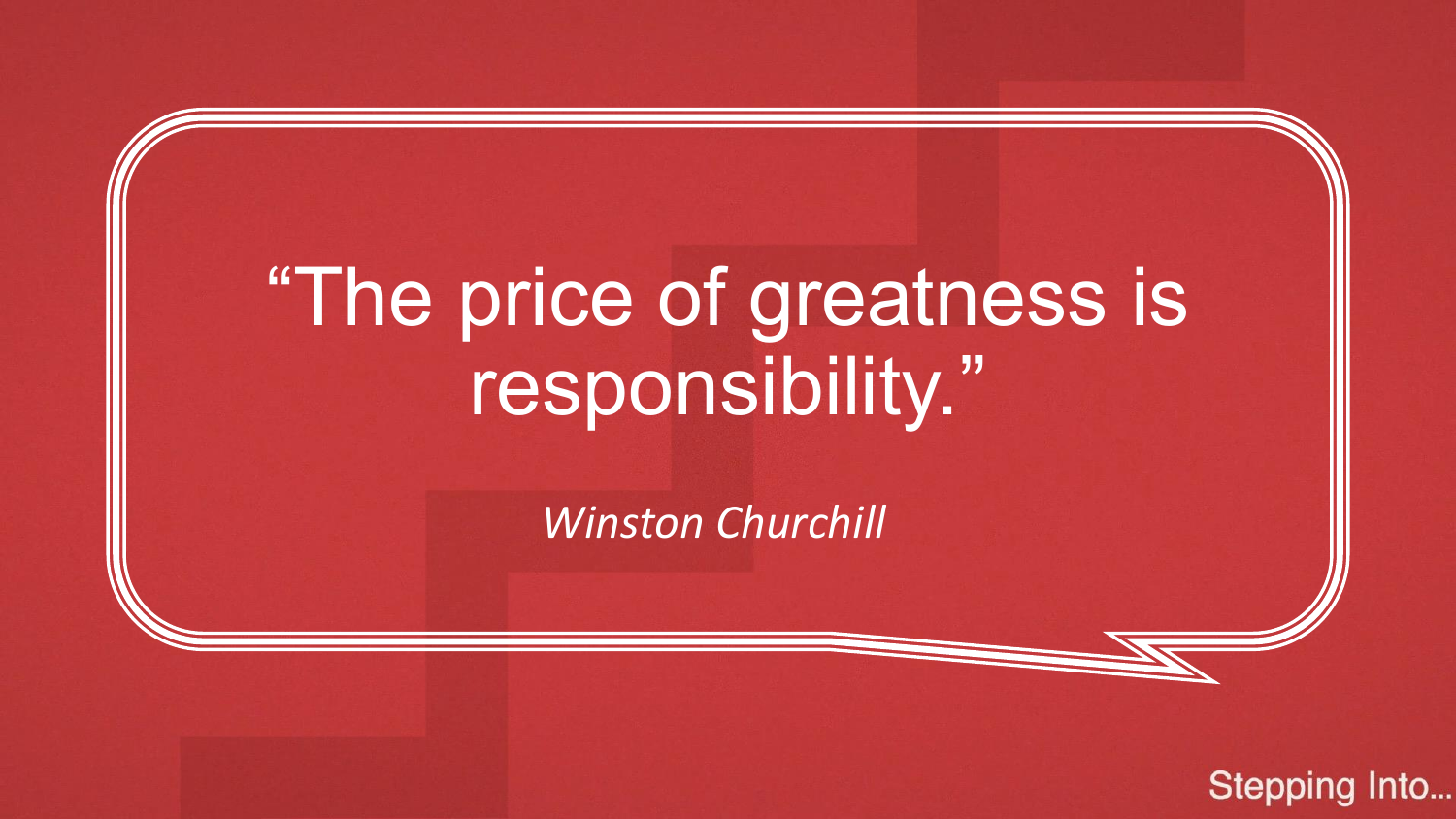"The price of greatness is responsibility."

*Winston Churchill*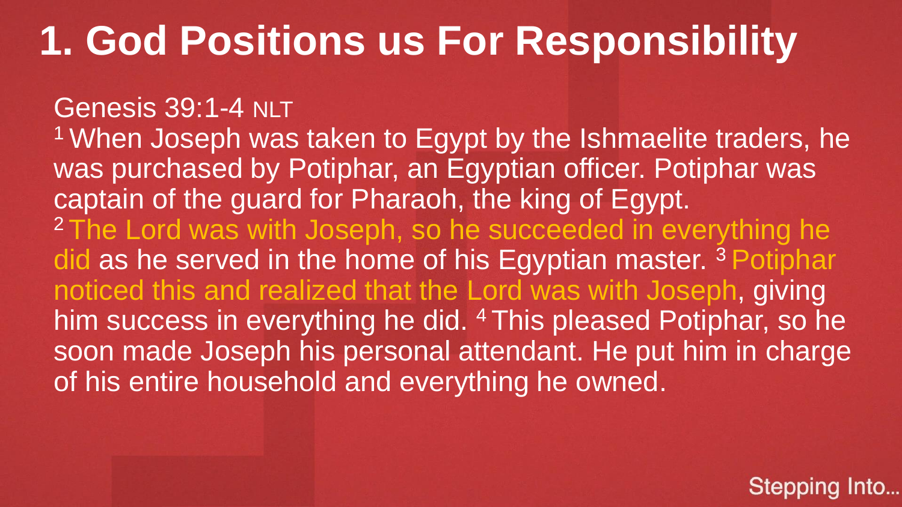# 1. God Positions us For Responsibility

Genesis 39:1-4 NLT

[1] When Joseph was taken to Egypt by the Ishmaelite traders, he was purchased by Potiphar, an Egyptian officer. Potiphar was captain of the guard for Pharaoh, the king of Egypt.
[2] The Lord was with Joseph, so he succeeded in everything he did as he served in the home of his Egyptian master. [3] Potiphar noticed this and realized that the Lord was with Joseph, giving him success in everything he did. [4] This pleased Potiphar, so he soon made Joseph his personal attendant. He put him in charge of his entire household and everything he owned.

Stepping Into...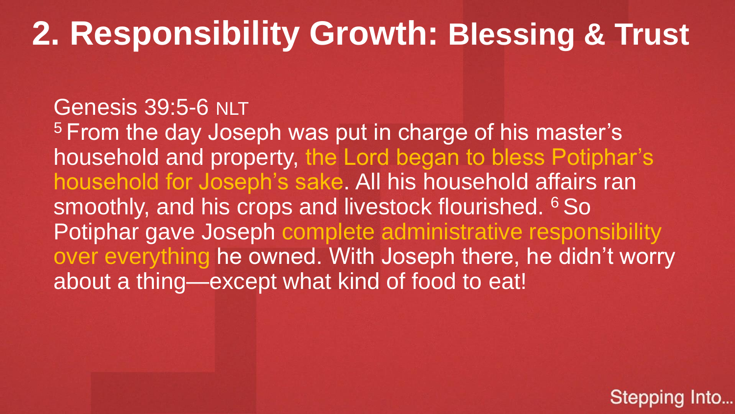# 2. Responsibility Growth: Blessing & Trust

Genesis 39:5-6 NLT

[5] From the day Joseph was put in charge of his master's household and property, the Lord began to bless Potiphar's household for Joseph's sake. All his household affairs ran smoothly, and his crops and livestock flourished. [6] So Potiphar gave Joseph complete administrative responsibility over everything he owned. With Joseph there, he didn't worry about a thing—except what kind of food to eat!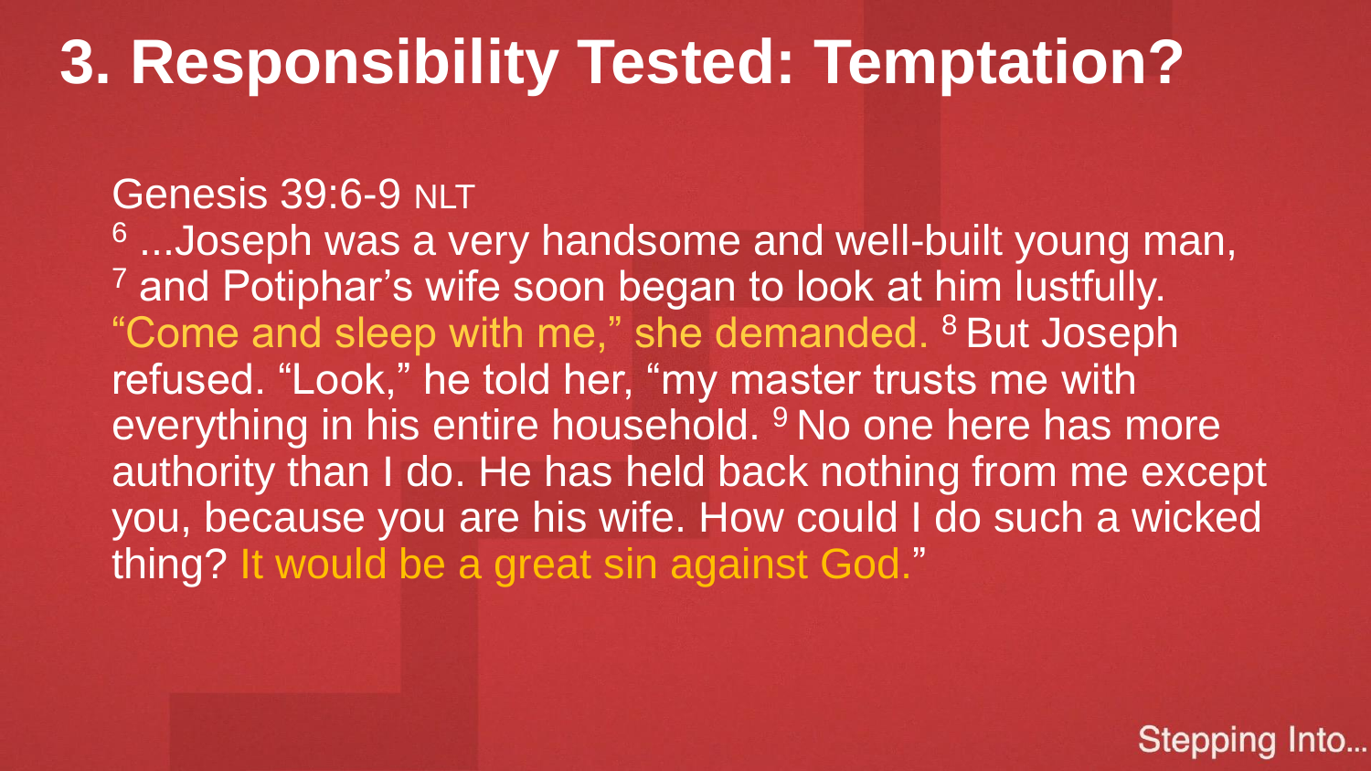# 3. Responsibility Tested: Temptation?

Genesis 39:6-9 NLT

[6] ...Joseph was a very handsome and well-built young man, [7] and Potiphar's wife soon began to look at him lustfully. "Come and sleep with me," she demanded. [8] But Joseph refused. "Look," he told her, "my master trusts me with everything in his entire household. [9] No one here has more authority than I do. He has held back nothing from me except you, because you are his wife. How could I do such a wicked thing? It would be a great sin against God."

Stepping Into...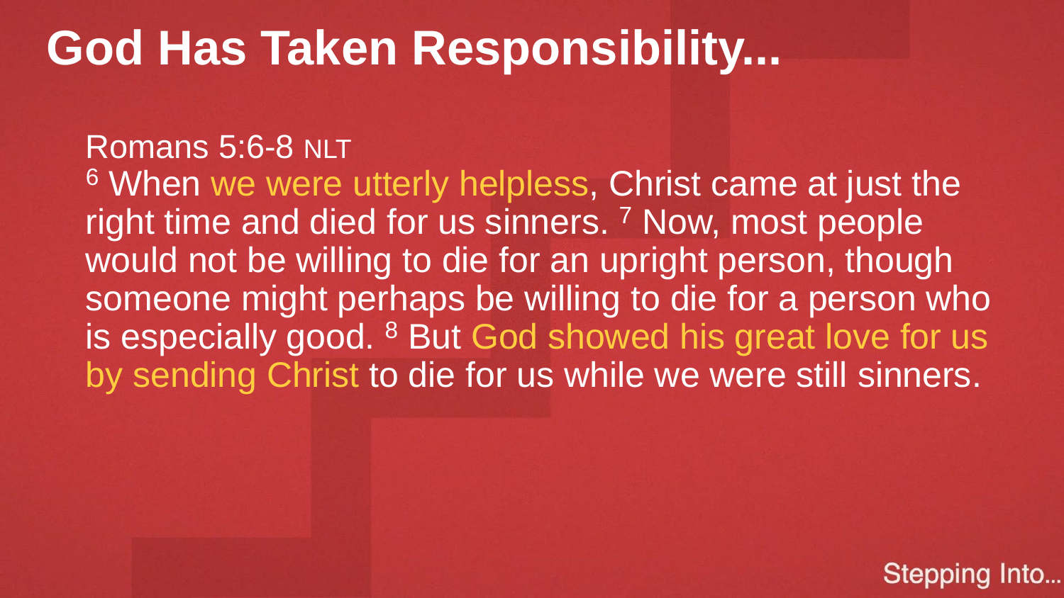# God Has Taken Responsibility...

Romans 5:6-8 NLT

[6] When we were utterly helpless, Christ came at just the right time and died for us sinners. [7] Now, most people would not be willing to die for an upright person, though someone might perhaps be willing to die for a person who is especially good. [8] But God showed his great love for us by sending Christ to die for us while we were still sinners.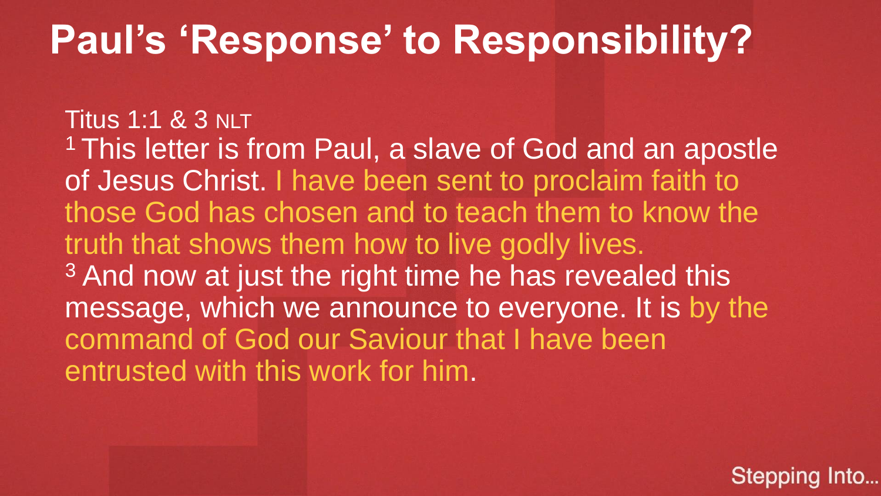# Paul's 'Response' to Responsibility?

Titus 1:1 & 3 NLT

[1] This letter is from Paul, a slave of God and an apostle of Jesus Christ. I have been sent to proclaim faith to those God has chosen and to teach them to know the truth that shows them how to live godly lives.

[3] And now at just the right time he has revealed this message, which we announce to everyone. It is by the command of God our Saviour that I have been entrusted with this work for him.

Stepping Into...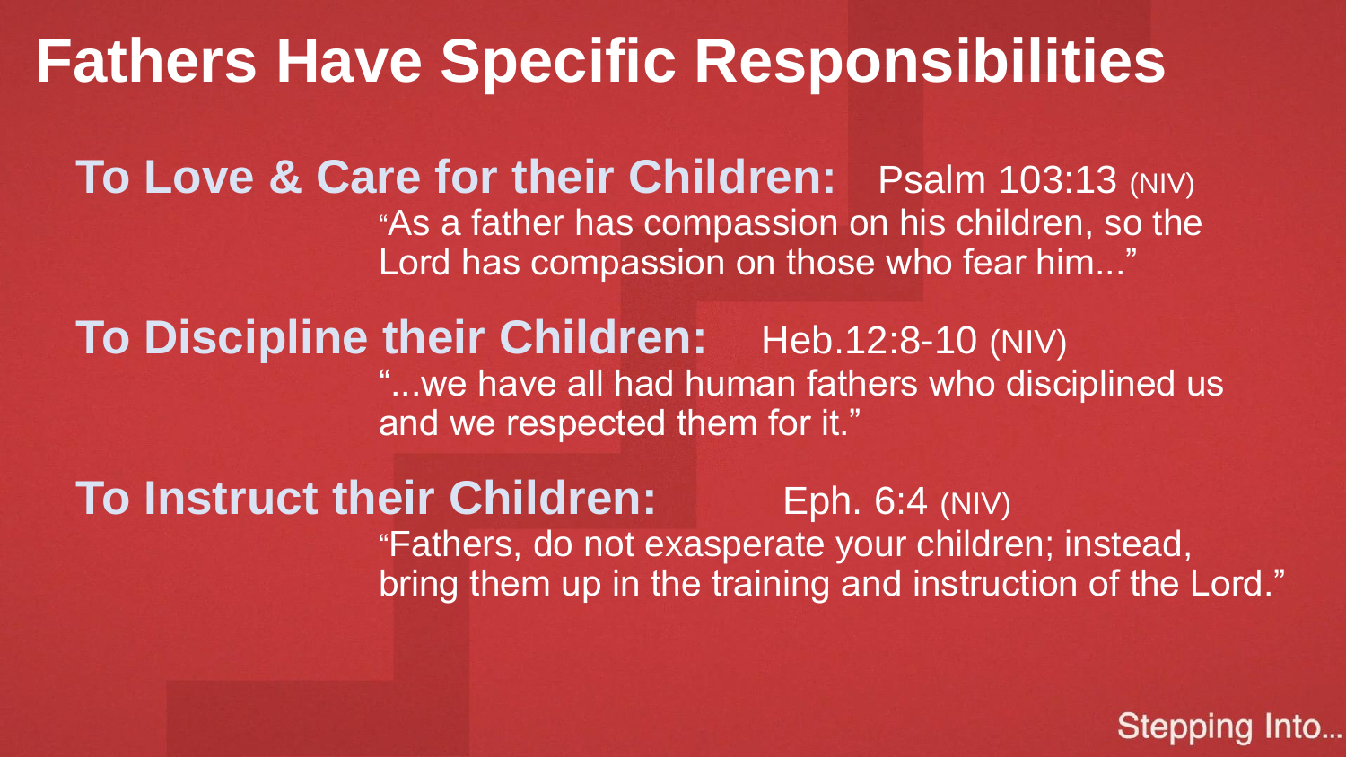# Fathers Have Specific Responsibilities

**To Love & Care for their Children:** Psalm 103:13 (NIV)

"As a father has compassion on his children, so the Lord has compassion on those who fear him..."

**To Discipline their Children:** Heb.12:8-10 (NIV)

"...we have all had human fathers who disciplined us and we respected them for it."

**To Instruct their Children:** Eph. 6:4 (NIV)

"Fathers, do not exasperate your children; instead, bring them up in the training and instruction of the Lord."

Stepping Into...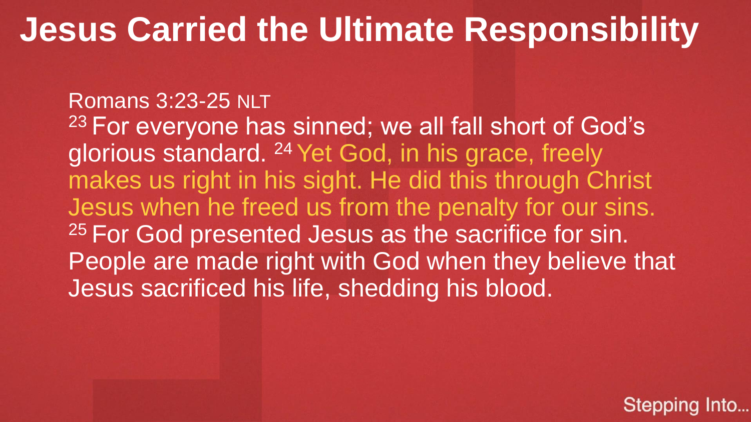# Jesus Carried the Ultimate Responsibility

Romans 3:23-25 NLT

[23] For everyone has sinned; we all fall short of God's glorious standard. [24] Yet God, in his grace, freely makes us right in his sight. He did this through Christ Jesus when he freed us from the penalty for our sins. [25] For God presented Jesus as the sacrifice for sin. People are made right with God when they believe that Jesus sacrificed his life, shedding his blood.

Stepping Into...